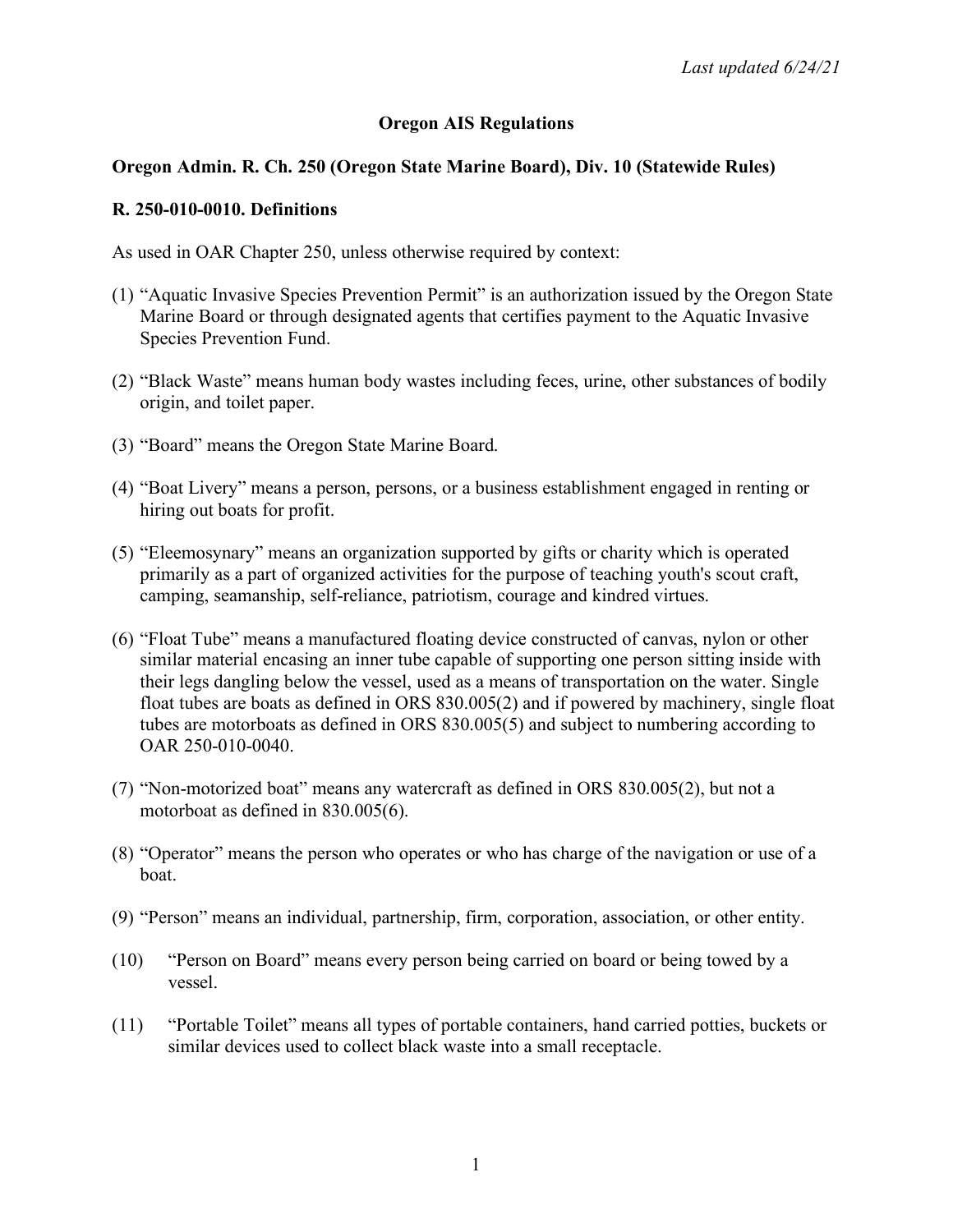*Last updated 6/24/21*

# Oregon AIS Regulations

## Oregon Admin. R. Ch. 250 (Oregon State Marine Board), Div. 10 (Statewide Rules)

### R. 250-010-0010. Definitions

As used in OAR Chapter 250, unless otherwise required by context:

(1) "Aquatic Invasive Species Prevention Permit" is an authorization issued by the Oregon State Marine Board or through designated agents that certifies payment to the Aquatic Invasive Species Prevention Fund.

(2) "Black Waste" means human body wastes including feces, urine, other substances of bodily origin, and toilet paper.

(3) "Board" means the Oregon State Marine Board.

(4) "Boat Livery" means a person, persons, or a business establishment engaged in renting or hiring out boats for profit.

(5) "Eleemosynary" means an organization supported by gifts or charity which is operated primarily as a part of organized activities for the purpose of teaching youth's scout craft, camping, seamanship, self-reliance, patriotism, courage and kindred virtues.

(6) "Float Tube" means a manufactured floating device constructed of canvas, nylon or other similar material encasing an inner tube capable of supporting one person sitting inside with their legs dangling below the vessel, used as a means of transportation on the water. Single float tubes are boats as defined in ORS 830.005(2) and if powered by machinery, single float tubes are motorboats as defined in ORS 830.005(5) and subject to numbering according to OAR 250-010-0040.

(7) "Non-motorized boat" means any watercraft as defined in ORS 830.005(2), but not a motorboat as defined in 830.005(6).

(8) "Operator" means the person who operates or who has charge of the navigation or use of a boat.

(9) "Person" means an individual, partnership, firm, corporation, association, or other entity.

(10) "Person on Board" means every person being carried on board or being towed by a vessel.

(11) "Portable Toilet" means all types of portable containers, hand carried potties, buckets or similar devices used to collect black waste into a small receptacle.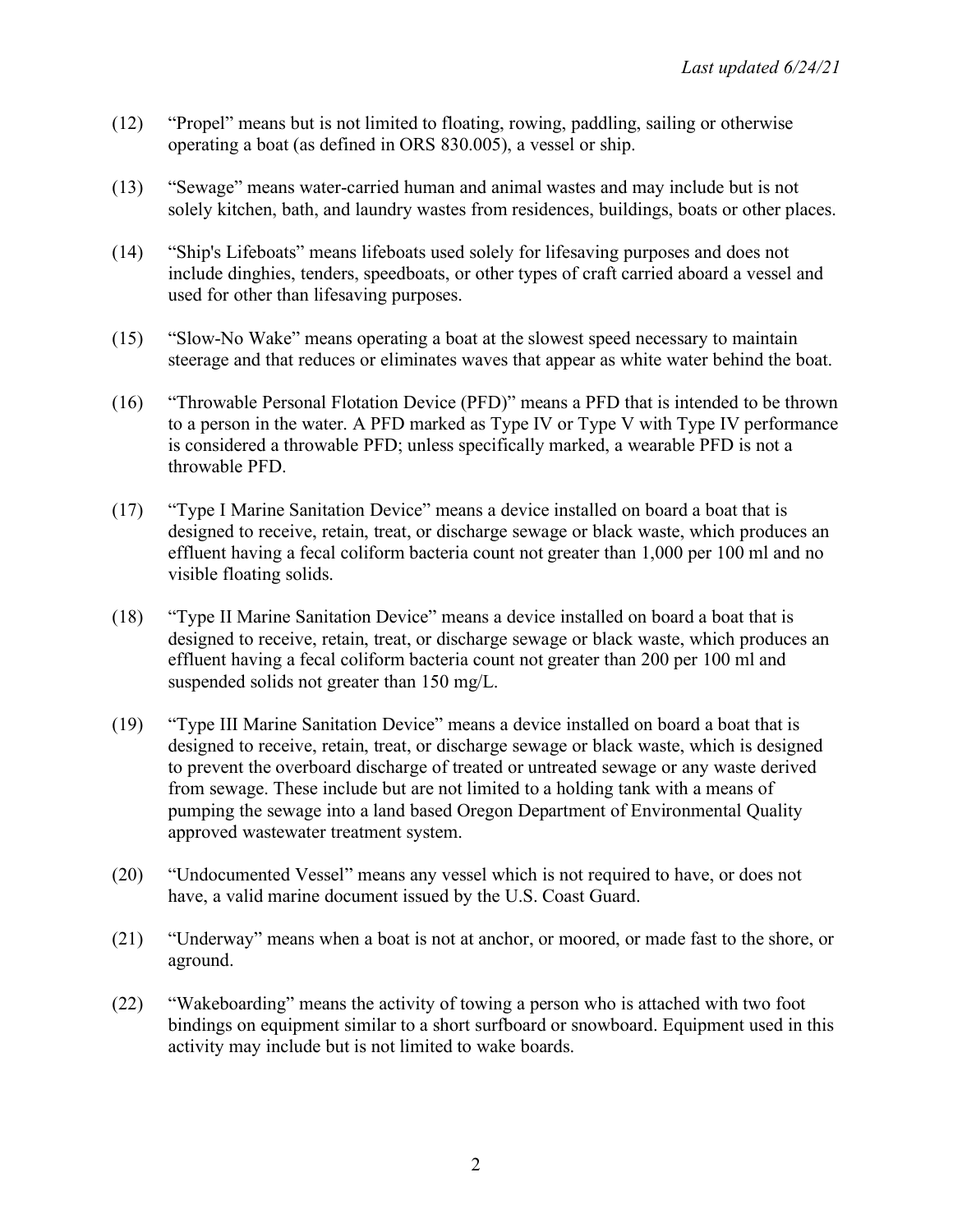(12) "Propel" means but is not limited to floating, rowing, paddling, sailing or otherwise operating a boat (as defined in ORS 830.005), a vessel or ship.

(13) "Sewage" means water-carried human and animal wastes and may include but is not solely kitchen, bath, and laundry wastes from residences, buildings, boats or other places.

(14) "Ship's Lifeboats" means lifeboats used solely for lifesaving purposes and does not include dinghies, tenders, speedboats, or other types of craft carried aboard a vessel and used for other than lifesaving purposes.

(15) "Slow-No Wake" means operating a boat at the slowest speed necessary to maintain steerage and that reduces or eliminates waves that appear as white water behind the boat.

(16) "Throwable Personal Flotation Device (PFD)" means a PFD that is intended to be thrown to a person in the water. A PFD marked as Type IV or Type V with Type IV performance is considered a throwable PFD; unless specifically marked, a wearable PFD is not a throwable PFD.

(17) "Type I Marine Sanitation Device" means a device installed on board a boat that is designed to receive, retain, treat, or discharge sewage or black waste, which produces an effluent having a fecal coliform bacteria count not greater than 1,000 per 100 ml and no visible floating solids.

(18) "Type II Marine Sanitation Device" means a device installed on board a boat that is designed to receive, retain, treat, or discharge sewage or black waste, which produces an effluent having a fecal coliform bacteria count not greater than 200 per 100 ml and suspended solids not greater than 150 mg/L.

(19) "Type III Marine Sanitation Device" means a device installed on board a boat that is designed to receive, retain, treat, or discharge sewage or black waste, which is designed to prevent the overboard discharge of treated or untreated sewage or any waste derived from sewage. These include but are not limited to a holding tank with a means of pumping the sewage into a land based Oregon Department of Environmental Quality approved wastewater treatment system.

(20) "Undocumented Vessel" means any vessel which is not required to have, or does not have, a valid marine document issued by the U.S. Coast Guard.

(21) "Underway" means when a boat is not at anchor, or moored, or made fast to the shore, or aground.

(22) "Wakeboarding" means the activity of towing a person who is attached with two foot bindings on equipment similar to a short surfboard or snowboard. Equipment used in this activity may include but is not limited to wake boards.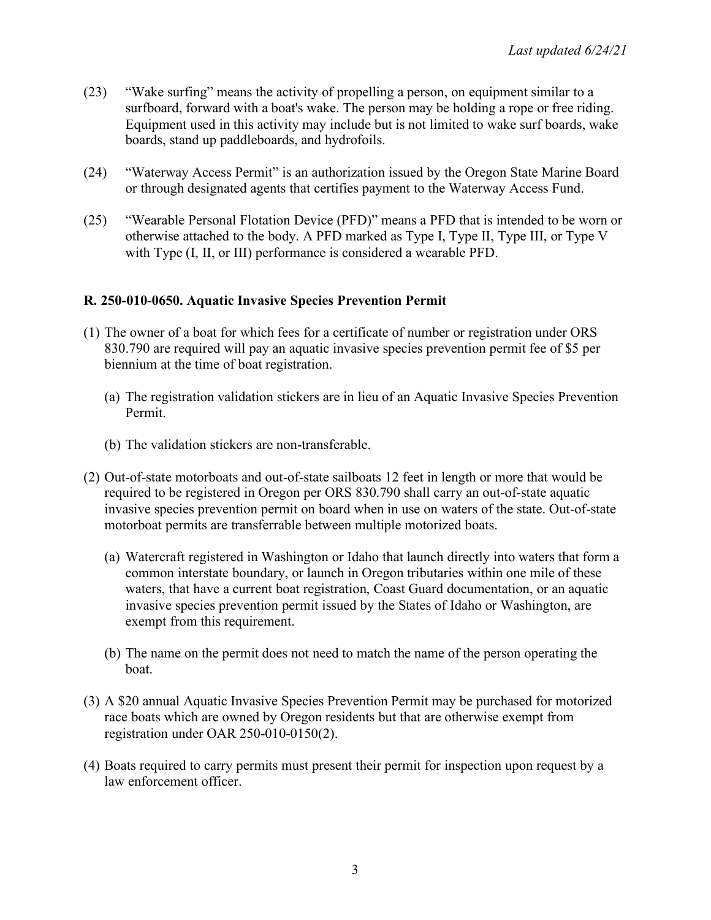(23) "Wake surfing" means the activity of propelling a person, on equipment similar to a surfboard, forward with a boat's wake. The person may be holding a rope or free riding. Equipment used in this activity may include but is not limited to wake surf boards, wake boards, stand up paddleboards, and hydrofoils.

(24) "Waterway Access Permit" is an authorization issued by the Oregon State Marine Board or through designated agents that certifies payment to the Waterway Access Fund.

(25) "Wearable Personal Flotation Device (PFD)" means a PFD that is intended to be worn or otherwise attached to the body. A PFD marked as Type I, Type II, Type III, or Type V with Type (I, II, or III) performance is considered a wearable PFD.

## R. 250-010-0650. Aquatic Invasive Species Prevention Permit

(1) The owner of a boat for which fees for a certificate of number or registration under ORS 830.790 are required will pay an aquatic invasive species prevention permit fee of $5 per biennium at the time of boat registration.

  (a) The registration validation stickers are in lieu of an Aquatic Invasive Species Prevention Permit.

  (b) The validation stickers are non-transferable.

(2) Out-of-state motorboats and out-of-state sailboats 12 feet in length or more that would be required to be registered in Oregon per ORS 830.790 shall carry an out-of-state aquatic invasive species prevention permit on board when in use on waters of the state. Out-of-state motorboat permits are transferrable between multiple motorized boats.

  (a) Watercraft registered in Washington or Idaho that launch directly into waters that form a common interstate boundary, or launch in Oregon tributaries within one mile of these waters, that have a current boat registration, Coast Guard documentation, or an aquatic invasive species prevention permit issued by the States of Idaho or Washington, are exempt from this requirement.

  (b) The name on the permit does not need to match the name of the person operating the boat.

(3) A $20 annual Aquatic Invasive Species Prevention Permit may be purchased for motorized race boats which are owned by Oregon residents but that are otherwise exempt from registration under OAR 250-010-0150(2).

(4) Boats required to carry permits must present their permit for inspection upon request by a law enforcement officer.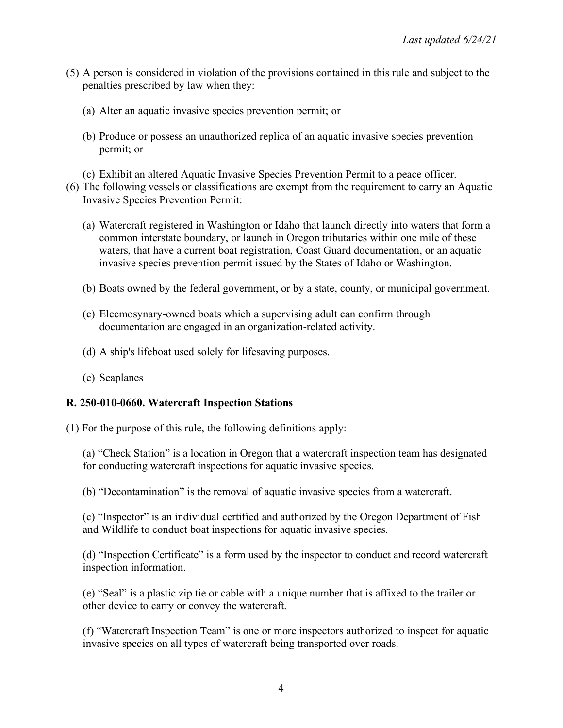(5) A person is considered in violation of the provisions contained in this rule and subject to the penalties prescribed by law when they:

   (a) Alter an aquatic invasive species prevention permit; or

   (b) Produce or possess an unauthorized replica of an aquatic invasive species prevention permit; or

   (c) Exhibit an altered Aquatic Invasive Species Prevention Permit to a peace officer.

(6) The following vessels or classifications are exempt from the requirement to carry an Aquatic Invasive Species Prevention Permit:

   (a) Watercraft registered in Washington or Idaho that launch directly into waters that form a common interstate boundary, or launch in Oregon tributaries within one mile of these waters, that have a current boat registration, Coast Guard documentation, or an aquatic invasive species prevention permit issued by the States of Idaho or Washington.

   (b) Boats owned by the federal government, or by a state, county, or municipal government.

   (c) Eleemosynary-owned boats which a supervising adult can confirm through documentation are engaged in an organization-related activity.

   (d) A ship's lifeboat used solely for lifesaving purposes.

   (e) Seaplanes

**R. 250-010-0660. Watercraft Inspection Stations**

(1) For the purpose of this rule, the following definitions apply:

   (a) "Check Station" is a location in Oregon that a watercraft inspection team has designated for conducting watercraft inspections for aquatic invasive species.

   (b) "Decontamination" is the removal of aquatic invasive species from a watercraft.

   (c) "Inspector" is an individual certified and authorized by the Oregon Department of Fish and Wildlife to conduct boat inspections for aquatic invasive species.

   (d) "Inspection Certificate" is a form used by the inspector to conduct and record watercraft inspection information.

   (e) "Seal" is a plastic zip tie or cable with a unique number that is affixed to the trailer or other device to carry or convey the watercraft.

   (f) "Watercraft Inspection Team" is one or more inspectors authorized to inspect for aquatic invasive species on all types of watercraft being transported over roads.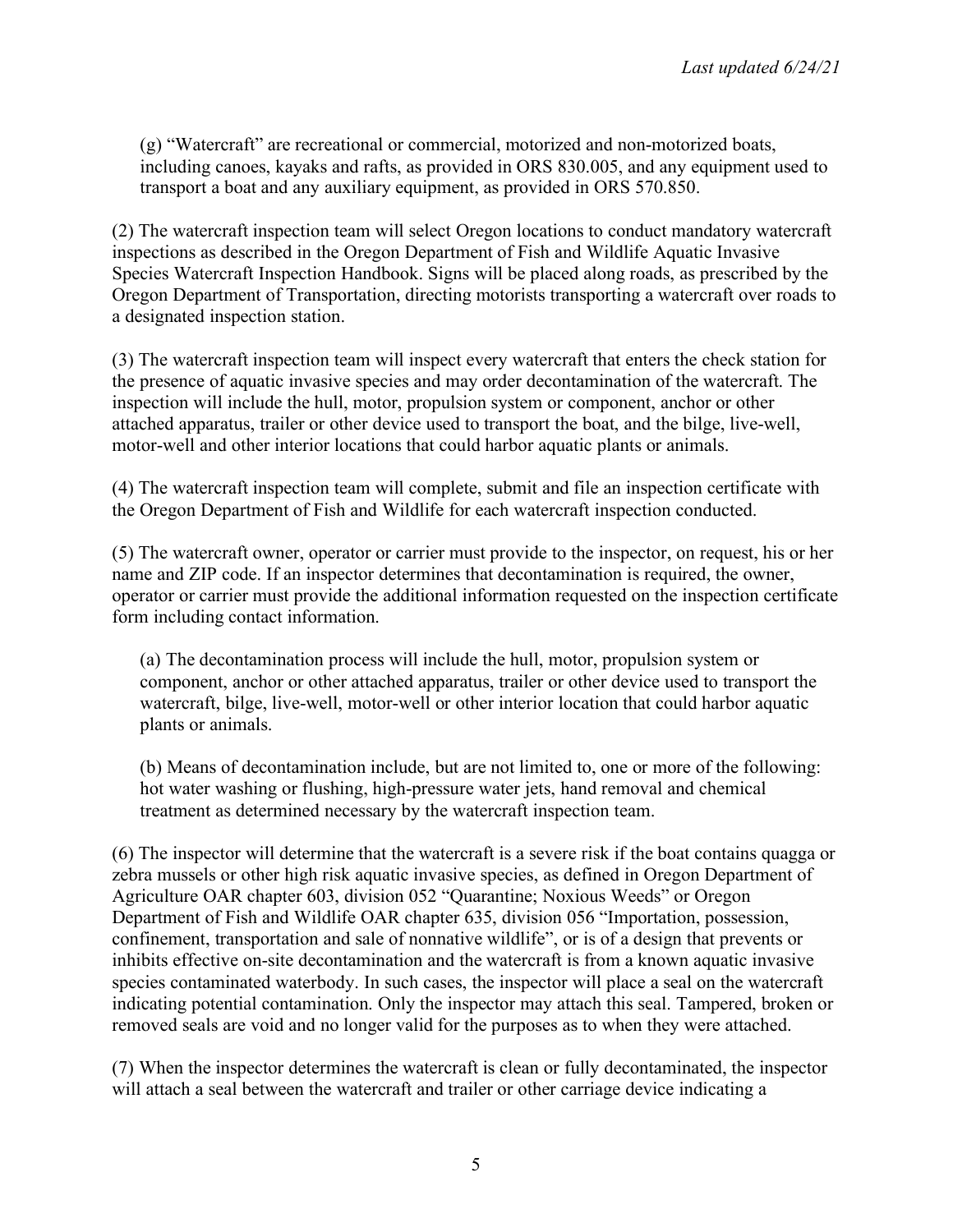(g) "Watercraft" are recreational or commercial, motorized and non-motorized boats, including canoes, kayaks and rafts, as provided in ORS 830.005, and any equipment used to transport a boat and any auxiliary equipment, as provided in ORS 570.850.

(2) The watercraft inspection team will select Oregon locations to conduct mandatory watercraft inspections as described in the Oregon Department of Fish and Wildlife Aquatic Invasive Species Watercraft Inspection Handbook. Signs will be placed along roads, as prescribed by the Oregon Department of Transportation, directing motorists transporting a watercraft over roads to a designated inspection station.

(3) The watercraft inspection team will inspect every watercraft that enters the check station for the presence of aquatic invasive species and may order decontamination of the watercraft. The inspection will include the hull, motor, propulsion system or component, anchor or other attached apparatus, trailer or other device used to transport the boat, and the bilge, live-well, motor-well and other interior locations that could harbor aquatic plants or animals.

(4) The watercraft inspection team will complete, submit and file an inspection certificate with the Oregon Department of Fish and Wildlife for each watercraft inspection conducted.

(5) The watercraft owner, operator or carrier must provide to the inspector, on request, his or her name and ZIP code. If an inspector determines that decontamination is required, the owner, operator or carrier must provide the additional information requested on the inspection certificate form including contact information.

(a) The decontamination process will include the hull, motor, propulsion system or component, anchor or other attached apparatus, trailer or other device used to transport the watercraft, bilge, live-well, motor-well or other interior location that could harbor aquatic plants or animals.

(b) Means of decontamination include, but are not limited to, one or more of the following: hot water washing or flushing, high-pressure water jets, hand removal and chemical treatment as determined necessary by the watercraft inspection team.

(6) The inspector will determine that the watercraft is a severe risk if the boat contains quagga or zebra mussels or other high risk aquatic invasive species, as defined in Oregon Department of Agriculture OAR chapter 603, division 052 "Quarantine; Noxious Weeds" or Oregon Department of Fish and Wildlife OAR chapter 635, division 056 "Importation, possession, confinement, transportation and sale of nonnative wildlife", or is of a design that prevents or inhibits effective on-site decontamination and the watercraft is from a known aquatic invasive species contaminated waterbody. In such cases, the inspector will place a seal on the watercraft indicating potential contamination. Only the inspector may attach this seal. Tampered, broken or removed seals are void and no longer valid for the purposes as to when they were attached.

(7) When the inspector determines the watercraft is clean or fully decontaminated, the inspector will attach a seal between the watercraft and trailer or other carriage device indicating a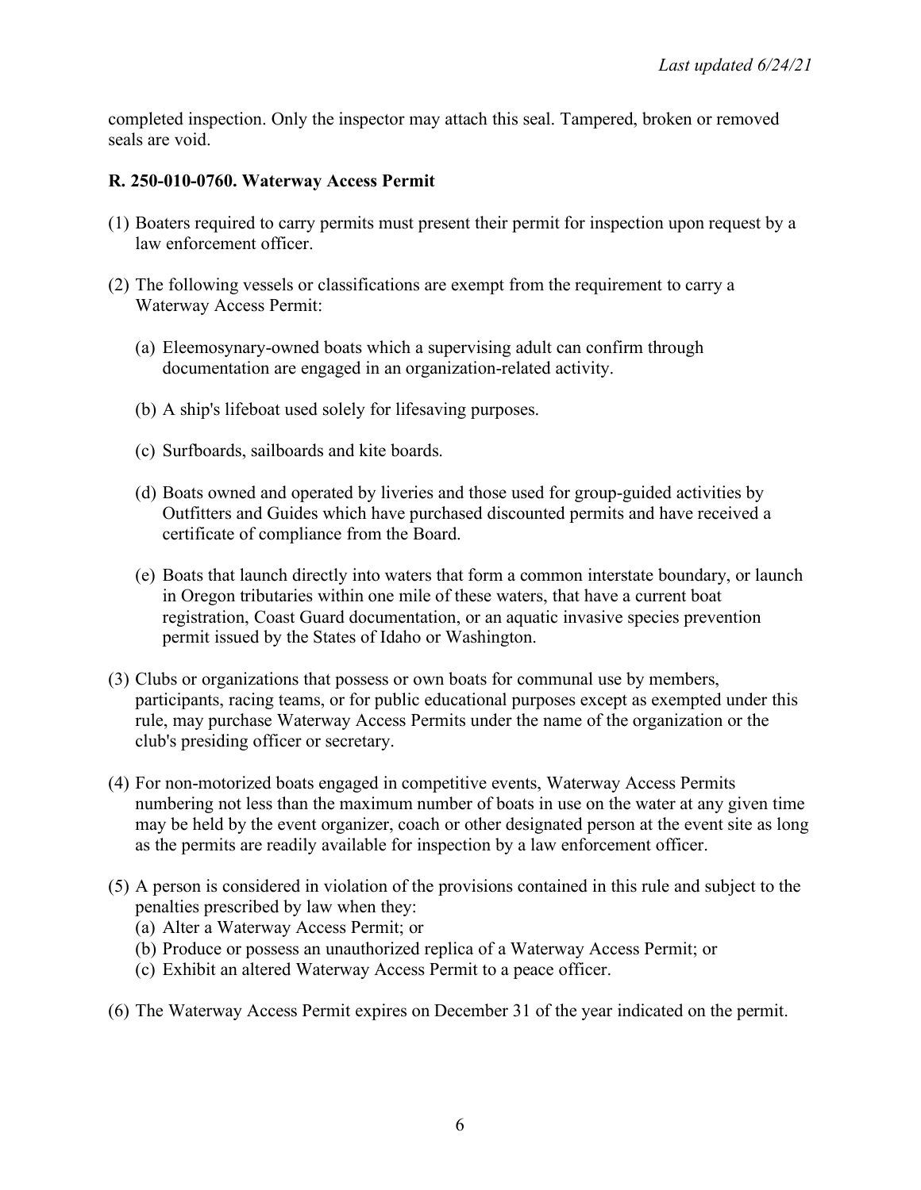completed inspection. Only the inspector may attach this seal. Tampered, broken or removed seals are void.

**R. 250-010-0760. Waterway Access Permit**

(1) Boaters required to carry permits must present their permit for inspection upon request by a law enforcement officer.

(2) The following vessels or classifications are exempt from the requirement to carry a Waterway Access Permit:

  (a) Eleemosynary-owned boats which a supervising adult can confirm through documentation are engaged in an organization-related activity.

  (b) A ship's lifeboat used solely for lifesaving purposes.

  (c) Surfboards, sailboards and kite boards.

  (d) Boats owned and operated by liveries and those used for group-guided activities by Outfitters and Guides which have purchased discounted permits and have received a certificate of compliance from the Board.

  (e) Boats that launch directly into waters that form a common interstate boundary, or launch in Oregon tributaries within one mile of these waters, that have a current boat registration, Coast Guard documentation, or an aquatic invasive species prevention permit issued by the States of Idaho or Washington.

(3) Clubs or organizations that possess or own boats for communal use by members, participants, racing teams, or for public educational purposes except as exempted under this rule, may purchase Waterway Access Permits under the name of the organization or the club's presiding officer or secretary.

(4) For non-motorized boats engaged in competitive events, Waterway Access Permits numbering not less than the maximum number of boats in use on the water at any given time may be held by the event organizer, coach or other designated person at the event site as long as the permits are readily available for inspection by a law enforcement officer.

(5) A person is considered in violation of the provisions contained in this rule and subject to the penalties prescribed by law when they:
  (a) Alter a Waterway Access Permit; or
  (b) Produce or possess an unauthorized replica of a Waterway Access Permit; or
  (c) Exhibit an altered Waterway Access Permit to a peace officer.

(6) The Waterway Access Permit expires on December 31 of the year indicated on the permit.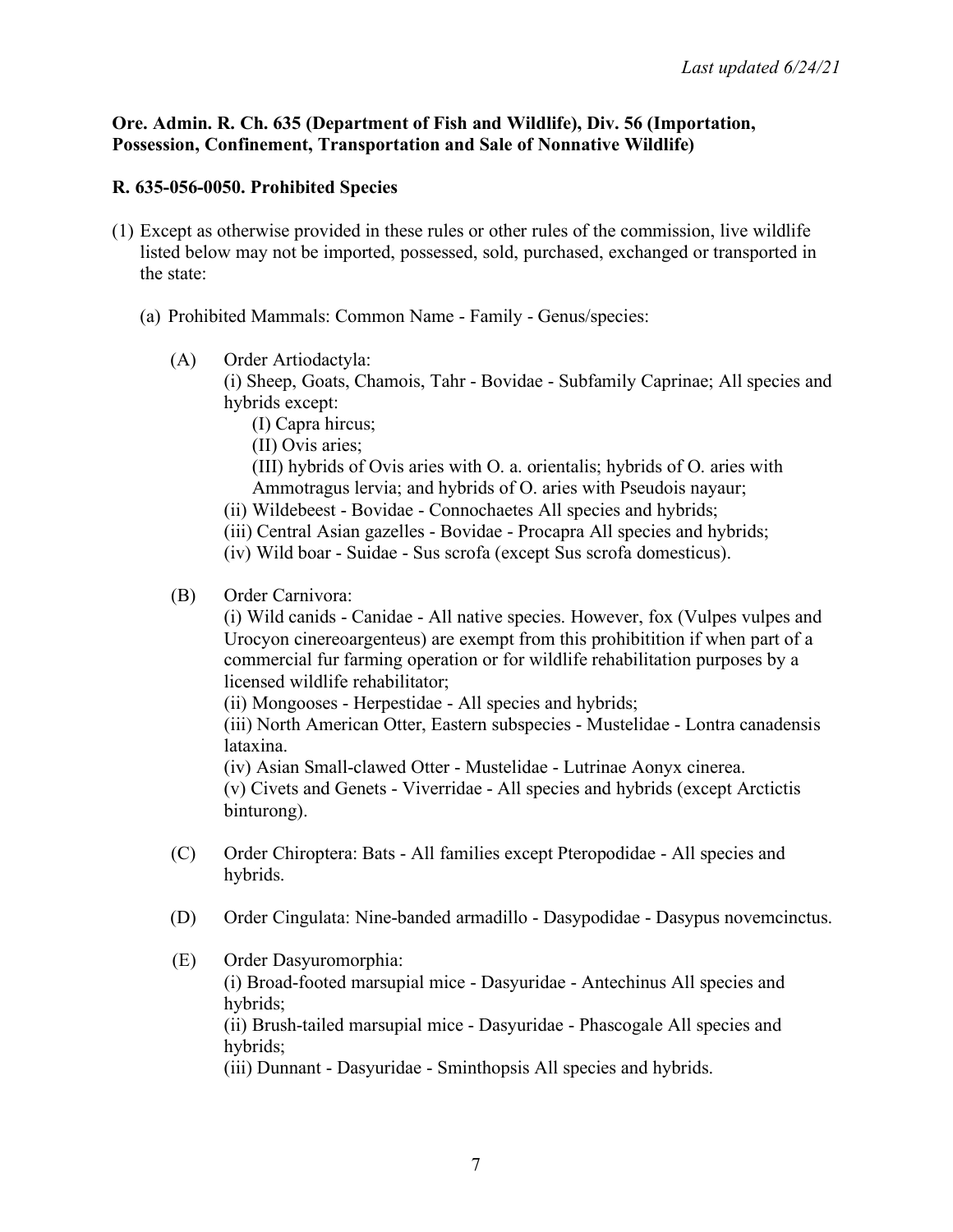*Last updated 6/24/21*

**Ore. Admin. R. Ch. 635 (Department of Fish and Wildlife), Div. 56 (Importation, Possession, Confinement, Transportation and Sale of Nonnative Wildlife)**

**R. 635-056-0050. Prohibited Species**

(1) Except as otherwise provided in these rules or other rules of the commission, live wildlife listed below may not be imported, possessed, sold, purchased, exchanged or transported in the state:

(a) Prohibited Mammals: Common Name - Family - Genus/species:

(A) Order Artiodactyla:
(i) Sheep, Goats, Chamois, Tahr - Bovidae - Subfamily Caprinae; All species and hybrids except:
(I) Capra hircus;
(II) Ovis aries;
(III) hybrids of Ovis aries with O. a. orientalis; hybrids of O. aries with Ammotragus lervia; and hybrids of O. aries with Pseudois nayaur;
(ii) Wildebeest - Bovidae - Connochaetes All species and hybrids;
(iii) Central Asian gazelles - Bovidae - Procapra All species and hybrids;
(iv) Wild boar - Suidae - Sus scrofa (except Sus scrofa domesticus).

(B) Order Carnivora:
(i) Wild canids - Canidae - All native species. However, fox (Vulpes vulpes and Urocyon cinereoargenteus) are exempt from this prohibitition if when part of a commercial fur farming operation or for wildlife rehabilitation purposes by a licensed wildlife rehabilitator;
(ii) Mongooses - Herpestidae - All species and hybrids;
(iii) North American Otter, Eastern subspecies - Mustelidae - Lontra canadensis lataxina.
(iv) Asian Small-clawed Otter - Mustelidae - Lutrinae Aonyx cinerea.
(v) Civets and Genets - Viverridae - All species and hybrids (except Arctictis binturong).

(C) Order Chiroptera: Bats - All families except Pteropodidae - All species and hybrids.

(D) Order Cingulata: Nine-banded armadillo - Dasypodidae - Dasypus novemcinctus.

(E) Order Dasyuromorphia:
(i) Broad-footed marsupial mice - Dasyuridae - Antechinus All species and hybrids;
(ii) Brush-tailed marsupial mice - Dasyuridae - Phascogale All species and hybrids;
(iii) Dunnant - Dasyuridae - Sminthopsis All species and hybrids.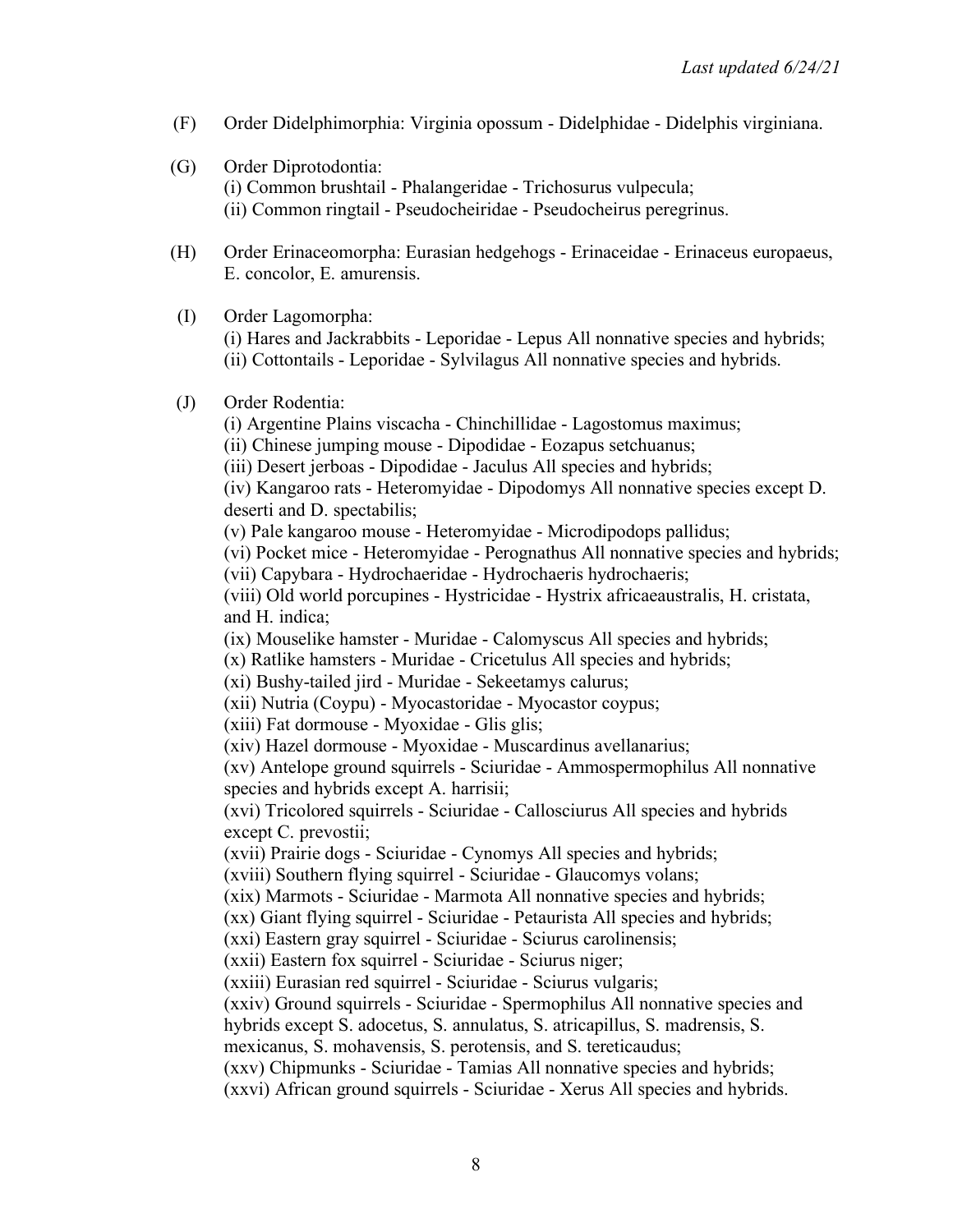(F) Order Didelphimorphia: Virginia opossum - Didelphidae - Didelphis virginiana.

(G) Order Diprotodontia:
(i) Common brushtail - Phalangeridae - Trichosurus vulpecula;
(ii) Common ringtail - Pseudocheiridae - Pseudocheirus peregrinus.

(H) Order Erinaceomorpha: Eurasian hedgehogs - Erinaceidae - Erinaceus europaeus, E. concolor, E. amurensis.

(I) Order Lagomorpha:
(i) Hares and Jackrabbits - Leporidae - Lepus All nonnative species and hybrids;
(ii) Cottontails - Leporidae - Sylvilagus All nonnative species and hybrids.

(J) Order Rodentia:
(i) Argentine Plains viscacha - Chinchillidae - Lagostomus maximus;
(ii) Chinese jumping mouse - Dipodidae - Eozapus setchuanus;
(iii) Desert jerboas - Dipodidae - Jaculus All species and hybrids;
(iv) Kangaroo rats - Heteromyidae - Dipodomys All nonnative species except D. deserti and D. spectabilis;
(v) Pale kangaroo mouse - Heteromyidae - Microdipodops pallidus;
(vi) Pocket mice - Heteromyidae - Perognathus All nonnative species and hybrids;
(vii) Capybara - Hydrochaeridae - Hydrochaeris hydrochaeris;
(viii) Old world porcupines - Hystricidae - Hystrix africaeaustralis, H. cristata, and H. indica;
(ix) Mouselike hamster - Muridae - Calomyscus All species and hybrids;
(x) Ratlike hamsters - Muridae - Cricetulus All species and hybrids;
(xi) Bushy-tailed jird - Muridae - Sekeetamys calurus;
(xii) Nutria (Coypu) - Myocastoridae - Myocastor coypus;
(xiii) Fat dormouse - Myoxidae - Glis glis;
(xiv) Hazel dormouse - Myoxidae - Muscardinus avellanarius;
(xv) Antelope ground squirrels - Sciuridae - Ammospermophilus All nonnative species and hybrids except A. harrisii;
(xvi) Tricolored squirrels - Sciuridae - Callosciurus All species and hybrids except C. prevostii;
(xvii) Prairie dogs - Sciuridae - Cynomys All species and hybrids;
(xviii) Southern flying squirrel - Sciuridae - Glaucomys volans;
(xix) Marmots - Sciuridae - Marmota All nonnative species and hybrids;
(xx) Giant flying squirrel - Sciuridae - Petaurista All species and hybrids;
(xxi) Eastern gray squirrel - Sciuridae - Sciurus carolinensis;
(xxii) Eastern fox squirrel - Sciuridae - Sciurus niger;
(xxiii) Eurasian red squirrel - Sciuridae - Sciurus vulgaris;
(xxiv) Ground squirrels - Sciuridae - Spermophilus All nonnative species and hybrids except S. adocetus, S. annulatus, S. atricapillus, S. madrensis, S. mexicanus, S. mohavensis, S. perotensis, and S. tereticaudus;
(xxv) Chipmunks - Sciuridae - Tamias All nonnative species and hybrids;
(xxvi) African ground squirrels - Sciuridae - Xerus All species and hybrids.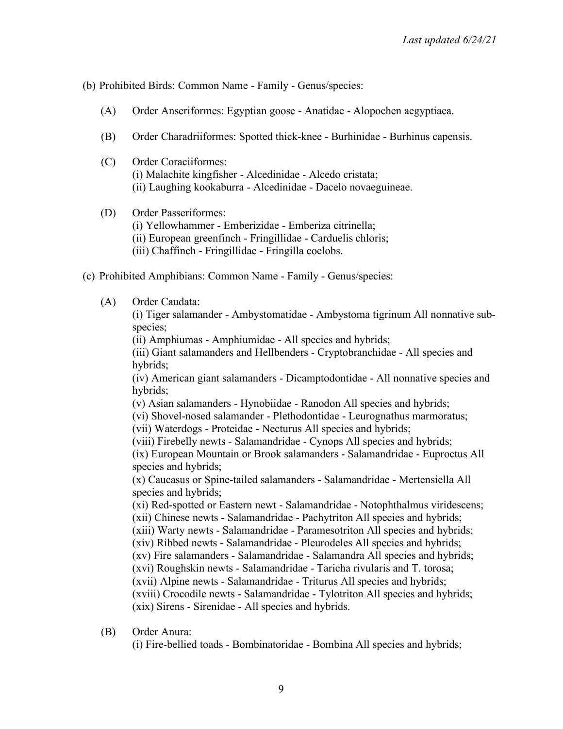(b) Prohibited Birds: Common Name - Family - Genus/species:

(A) Order Anseriformes: Egyptian goose - Anatidae - Alopochen aegyptiaca.

(B) Order Charadriiformes: Spotted thick-knee - Burhinidae - Burhinus capensis.

(C) Order Coraciiformes:
(i) Malachite kingfisher - Alcedinidae - Alcedo cristata;
(ii) Laughing kookaburra - Alcedinidae - Dacelo novaeguineae.

(D) Order Passeriformes:
(i) Yellowhammer - Emberizidae - Emberiza citrinella;
(ii) European greenfinch - Fringillidae - Carduelis chloris;
(iii) Chaffinch - Fringillidae - Fringilla coelobs.

(c) Prohibited Amphibians: Common Name - Family - Genus/species:

(A) Order Caudata:
(i) Tiger salamander - Ambystomatidae - Ambystoma tigrinum All nonnative sub-species;
(ii) Amphiumas - Amphiumidae - All species and hybrids;
(iii) Giant salamanders and Hellbenders - Cryptobranchidae - All species and hybrids;
(iv) American giant salamanders - Dicamptodontidae - All nonnative species and hybrids;
(v) Asian salamanders - Hynobiidae - Ranodon All species and hybrids;
(vi) Shovel-nosed salamander - Plethodontidae - Leurognathus marmoratus;
(vii) Waterdogs - Proteidae - Necturus All species and hybrids;
(viii) Firebelly newts - Salamandridae - Cynops All species and hybrids;
(ix) European Mountain or Brook salamanders - Salamandridae - Euproctus All species and hybrids;
(x) Caucasus or Spine-tailed salamanders - Salamandridae - Mertensiella All species and hybrids;
(xi) Red-spotted or Eastern newt - Salamandridae - Notophthalmus viridescens;
(xii) Chinese newts - Salamandridae - Pachytriton All species and hybrids;
(xiii) Warty newts - Salamandridae - Paramesotriton All species and hybrids;
(xiv) Ribbed newts - Salamandridae - Pleurodeles All species and hybrids;
(xv) Fire salamanders - Salamandridae - Salamandra All species and hybrids;
(xvi) Roughskin newts - Salamandridae - Taricha rivularis and T. torosa;
(xvii) Alpine newts - Salamandridae - Triturus All species and hybrids;
(xviii) Crocodile newts - Salamandridae - Tylotriton All species and hybrids;
(xix) Sirens - Sirenidae - All species and hybrids.

(B) Order Anura:
(i) Fire-bellied toads - Bombinatoridae - Bombina All species and hybrids;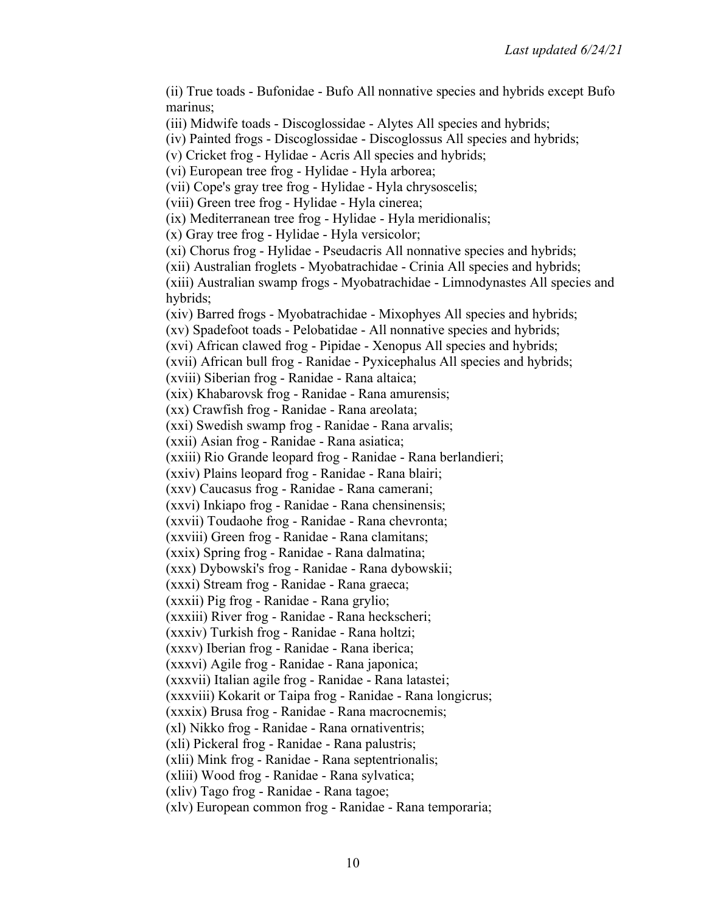(ii) True toads - Bufonidae - Bufo All nonnative species and hybrids except Bufo marinus;

(iii) Midwife toads - Discoglossidae - Alytes All species and hybrids;

(iv) Painted frogs - Discoglossidae - Discoglossus All species and hybrids;

(v) Cricket frog - Hylidae - Acris All species and hybrids;

(vi) European tree frog - Hylidae - Hyla arborea;

(vii) Cope's gray tree frog - Hylidae - Hyla chrysoscelis;

(viii) Green tree frog - Hylidae - Hyla cinerea;

(ix) Mediterranean tree frog - Hylidae - Hyla meridionalis;

(x) Gray tree frog - Hylidae - Hyla versicolor;

(xi) Chorus frog - Hylidae - Pseudacris All nonnative species and hybrids;

(xii) Australian froglets - Myobatrachidae - Crinia All species and hybrids;

(xiii) Australian swamp frogs - Myobatrachidae - Limnodynastes All species and hybrids;

(xiv) Barred frogs - Myobatrachidae - Mixophyes All species and hybrids;

(xv) Spadefoot toads - Pelobatidae - All nonnative species and hybrids;

(xvi) African clawed frog - Pipidae - Xenopus All species and hybrids;

(xvii) African bull frog - Ranidae - Pyxicephalus All species and hybrids;

(xviii) Siberian frog - Ranidae - Rana altaica;

(xix) Khabarovsk frog - Ranidae - Rana amurensis;

(xx) Crawfish frog - Ranidae - Rana areolata;

(xxi) Swedish swamp frog - Ranidae - Rana arvalis;

(xxii) Asian frog - Ranidae - Rana asiatica;

(xxiii) Rio Grande leopard frog - Ranidae - Rana berlandieri;

(xxiv) Plains leopard frog - Ranidae - Rana blairi;

(xxv) Caucasus frog - Ranidae - Rana camerani;

(xxvi) Inkiapo frog - Ranidae - Rana chensinensis;

(xxvii) Toudaohe frog - Ranidae - Rana chevronta;

(xxviii) Green frog - Ranidae - Rana clamitans;

(xxix) Spring frog - Ranidae - Rana dalmatina;

(xxx) Dybowski's frog - Ranidae - Rana dybowskii;

(xxxi) Stream frog - Ranidae - Rana graeca;

(xxxii) Pig frog - Ranidae - Rana grylio;

(xxxiii) River frog - Ranidae - Rana heckscheri;

(xxxiv) Turkish frog - Ranidae - Rana holtzi;

(xxxv) Iberian frog - Ranidae - Rana iberica;

(xxxvi) Agile frog - Ranidae - Rana japonica;

(xxxvii) Italian agile frog - Ranidae - Rana latastei;

(xxxviii) Kokarit or Taipa frog - Ranidae - Rana longicrus;

(xxxix) Brusa frog - Ranidae - Rana macrocnemis;

(xl) Nikko frog - Ranidae - Rana ornativentris;

(xli) Pickeral frog - Ranidae - Rana palustris;

(xlii) Mink frog - Ranidae - Rana septentrionalis;

(xliii) Wood frog - Ranidae - Rana sylvatica;

(xliv) Tago frog - Ranidae - Rana tagoe;

(xlv) European common frog - Ranidae - Rana temporaria;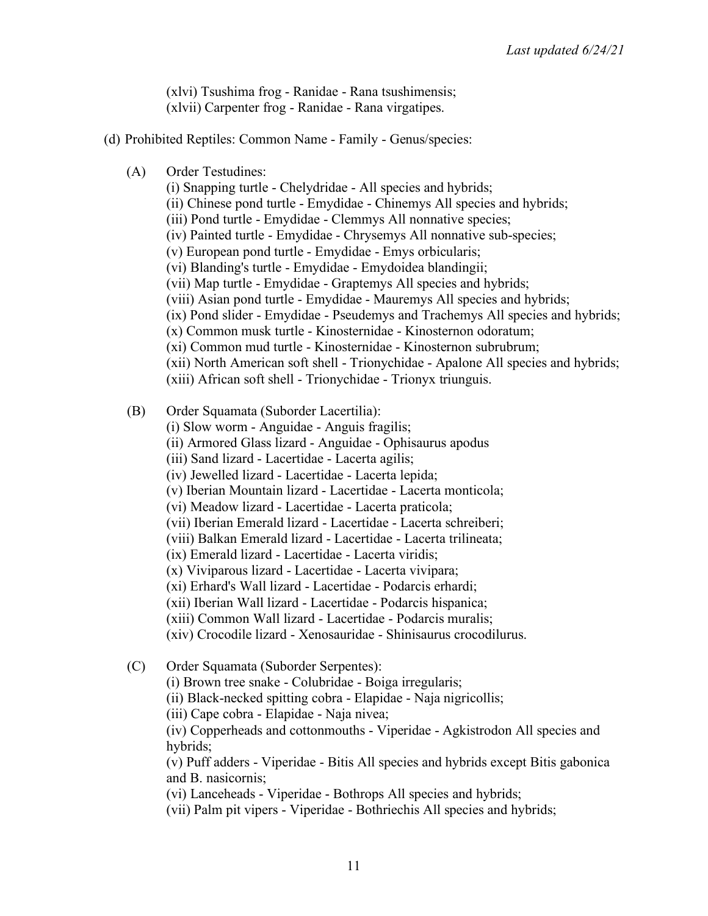(xlvi) Tsushima frog - Ranidae - Rana tsushimensis;
(xlvii) Carpenter frog - Ranidae - Rana virgatipes.

(d) Prohibited Reptiles: Common Name - Family - Genus/species:

(A) Order Testudines:
(i) Snapping turtle - Chelydridae - All species and hybrids;
(ii) Chinese pond turtle - Emydidae - Chinemys All species and hybrids;
(iii) Pond turtle - Emydidae - Clemmys All nonnative species;
(iv) Painted turtle - Emydidae - Chrysemys All nonnative sub-species;
(v) European pond turtle - Emydidae - Emys orbicularis;
(vi) Blanding's turtle - Emydidae - Emydoidea blandingii;
(vii) Map turtle - Emydidae - Graptemys All species and hybrids;
(viii) Asian pond turtle - Emydidae - Mauremys All species and hybrids;
(ix) Pond slider - Emydidae - Pseudemys and Trachemys All species and hybrids;
(x) Common musk turtle - Kinosternidae - Kinosternon odoratum;
(xi) Common mud turtle - Kinosternidae - Kinosternon subrubrum;
(xii) North American soft shell - Trionychidae - Apalone All species and hybrids;
(xiii) African soft shell - Trionychidae - Trionyx triunguis.

(B) Order Squamata (Suborder Lacertilia):
(i) Slow worm - Anguidae - Anguis fragilis;
(ii) Armored Glass lizard - Anguidae - Ophisaurus apodus
(iii) Sand lizard - Lacertidae - Lacerta agilis;
(iv) Jewelled lizard - Lacertidae - Lacerta lepida;
(v) Iberian Mountain lizard - Lacertidae - Lacerta monticola;
(vi) Meadow lizard - Lacertidae - Lacerta praticola;
(vii) Iberian Emerald lizard - Lacertidae - Lacerta schreiberi;
(viii) Balkan Emerald lizard - Lacertidae - Lacerta trilineata;
(ix) Emerald lizard - Lacertidae - Lacerta viridis;
(x) Viviparous lizard - Lacertidae - Lacerta vivipara;
(xi) Erhard's Wall lizard - Lacertidae - Podarcis erhardi;
(xii) Iberian Wall lizard - Lacertidae - Podarcis hispanica;
(xiii) Common Wall lizard - Lacertidae - Podarcis muralis;
(xiv) Crocodile lizard - Xenosauridae - Shinisaurus crocodilurus.

(C) Order Squamata (Suborder Serpentes):
(i) Brown tree snake - Colubridae - Boiga irregularis;
(ii) Black-necked spitting cobra - Elapidae - Naja nigricollis;
(iii) Cape cobra - Elapidae - Naja nivea;
(iv) Copperheads and cottonmouths - Viperidae - Agkistrodon All species and hybrids;
(v) Puff adders - Viperidae - Bitis All species and hybrids except Bitis gabonica and B. nasicornis;
(vi) Lanceheads - Viperidae - Bothrops All species and hybrids;
(vii) Palm pit vipers - Viperidae - Bothriechis All species and hybrids;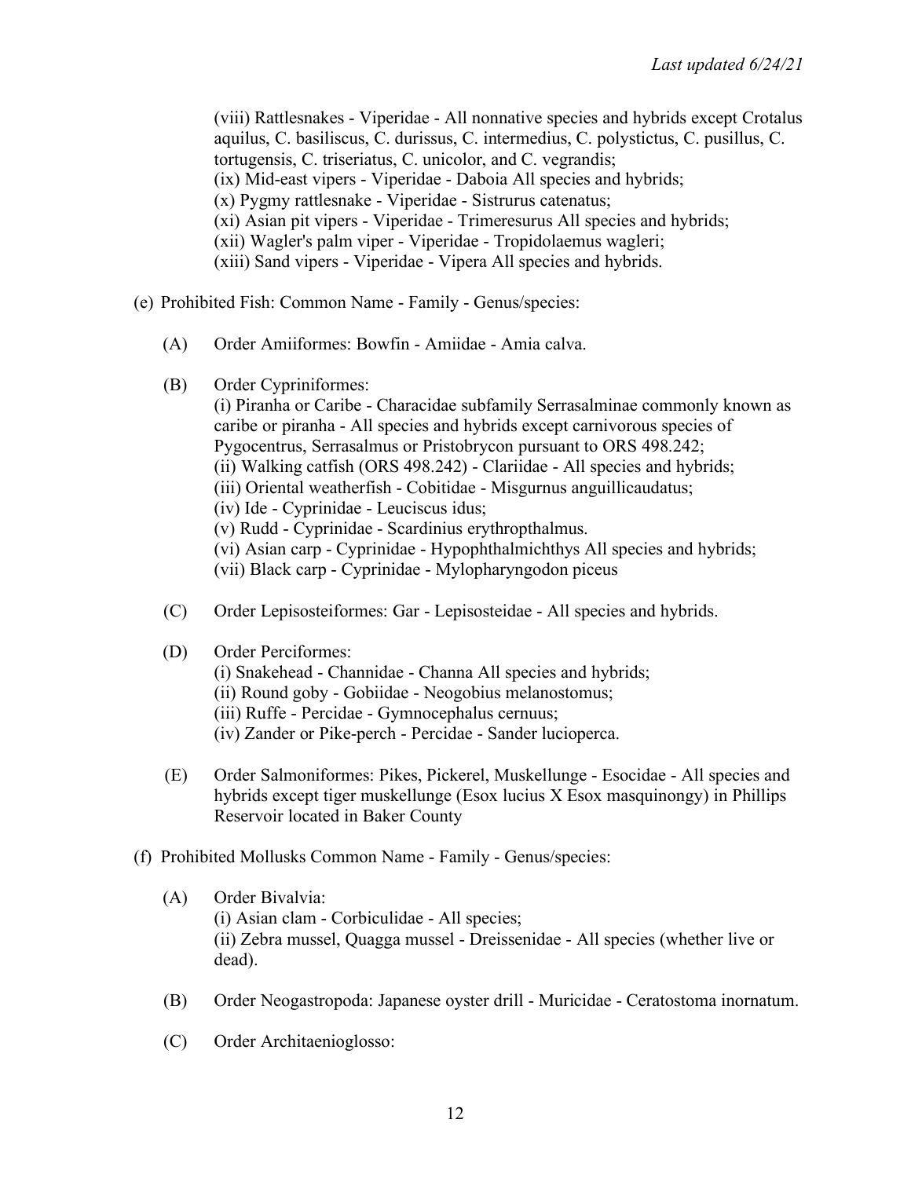(viii) Rattlesnakes - Viperidae - All nonnative species and hybrids except Crotalus aquilus, C. basiliscus, C. durissus, C. intermedius, C. polystictus, C. pusillus, C. tortugensis, C. triseriatus, C. unicolor, and C. vegrandis;
(ix) Mid-east vipers - Viperidae - Daboia All species and hybrids;
(x) Pygmy rattlesnake - Viperidae - Sistrurus catenatus;
(xi) Asian pit vipers - Viperidae - Trimeresurus All species and hybrids;
(xii) Wagler's palm viper - Viperidae - Tropidolaemus wagleri;
(xiii) Sand vipers - Viperidae - Vipera All species and hybrids.

(e) Prohibited Fish: Common Name - Family - Genus/species:

(A) Order Amiiformes: Bowfin - Amiidae - Amia calva.

(B) Order Cypriniformes:
(i) Piranha or Caribe - Characidae subfamily Serrasalminae commonly known as caribe or piranha - All species and hybrids except carnivorous species of Pygocentrus, Serrasalmus or Pristobrycon pursuant to ORS 498.242;
(ii) Walking catfish (ORS 498.242) - Clariidae - All species and hybrids;
(iii) Oriental weatherfish - Cobitidae - Misgurnus anguillicaudatus;
(iv) Ide - Cyprinidae - Leuciscus idus;
(v) Rudd - Cyprinidae - Scardinius erythropthalmus.
(vi) Asian carp - Cyprinidae - Hypophthalmichthys All species and hybrids;
(vii) Black carp - Cyprinidae - Mylopharyngodon piceus

(C) Order Lepisosteiformes: Gar - Lepisosteidae - All species and hybrids.

(D) Order Perciformes:
(i) Snakehead - Channidae - Channa All species and hybrids;
(ii) Round goby - Gobiidae - Neogobius melanostomus;
(iii) Ruffe - Percidae - Gymnocephalus cernuus;
(iv) Zander or Pike-perch - Percidae - Sander lucioperca.

(E) Order Salmoniformes: Pikes, Pickerel, Muskellunge - Esocidae - All species and hybrids except tiger muskellunge (Esox lucius X Esox masquinongy) in Phillips Reservoir located in Baker County

(f) Prohibited Mollusks Common Name - Family - Genus/species:

(A) Order Bivalvia:
(i) Asian clam - Corbiculidae - All species;
(ii) Zebra mussel, Quagga mussel - Dreissenidae - All species (whether live or dead).

(B) Order Neogastropoda: Japanese oyster drill - Muricidae - Ceratostoma inornatum.

(C) Order Architaenioglosso: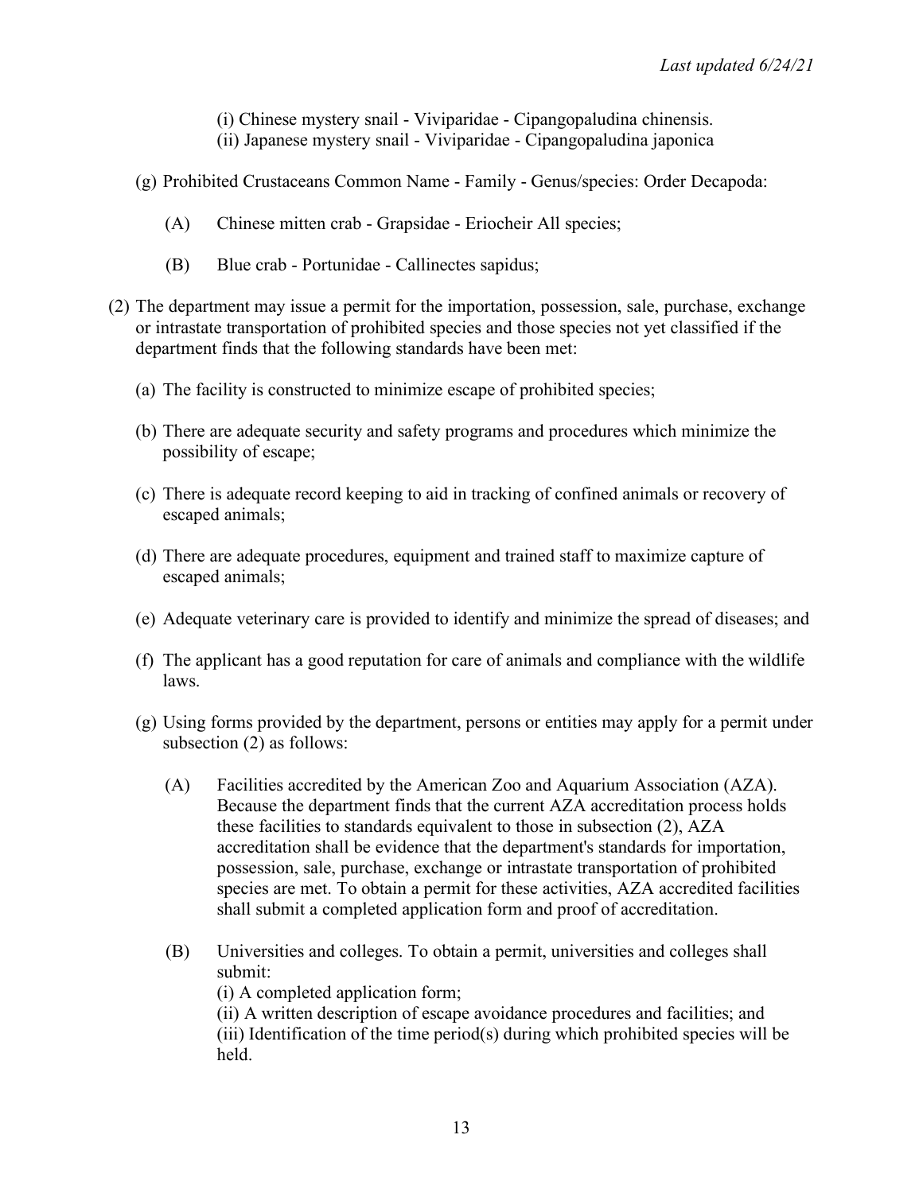(i) Chinese mystery snail - Viviparidae - Cipangopaludina chinensis.
(ii) Japanese mystery snail - Viviparidae - Cipangopaludina japonica

(g) Prohibited Crustaceans Common Name - Family - Genus/species: Order Decapoda:

(A) Chinese mitten crab - Grapsidae - Eriocheir All species;

(B) Blue crab - Portunidae - Callinectes sapidus;

(2) The department may issue a permit for the importation, possession, sale, purchase, exchange or intrastate transportation of prohibited species and those species not yet classified if the department finds that the following standards have been met:

(a) The facility is constructed to minimize escape of prohibited species;

(b) There are adequate security and safety programs and procedures which minimize the possibility of escape;

(c) There is adequate record keeping to aid in tracking of confined animals or recovery of escaped animals;

(d) There are adequate procedures, equipment and trained staff to maximize capture of escaped animals;

(e) Adequate veterinary care is provided to identify and minimize the spread of diseases; and

(f) The applicant has a good reputation for care of animals and compliance with the wildlife laws.

(g) Using forms provided by the department, persons or entities may apply for a permit under subsection (2) as follows:

(A) Facilities accredited by the American Zoo and Aquarium Association (AZA). Because the department finds that the current AZA accreditation process holds these facilities to standards equivalent to those in subsection (2), AZA accreditation shall be evidence that the department's standards for importation, possession, sale, purchase, exchange or intrastate transportation of prohibited species are met. To obtain a permit for these activities, AZA accredited facilities shall submit a completed application form and proof of accreditation.

(B) Universities and colleges. To obtain a permit, universities and colleges shall submit:
(i) A completed application form;
(ii) A written description of escape avoidance procedures and facilities; and
(iii) Identification of the time period(s) during which prohibited species will be held.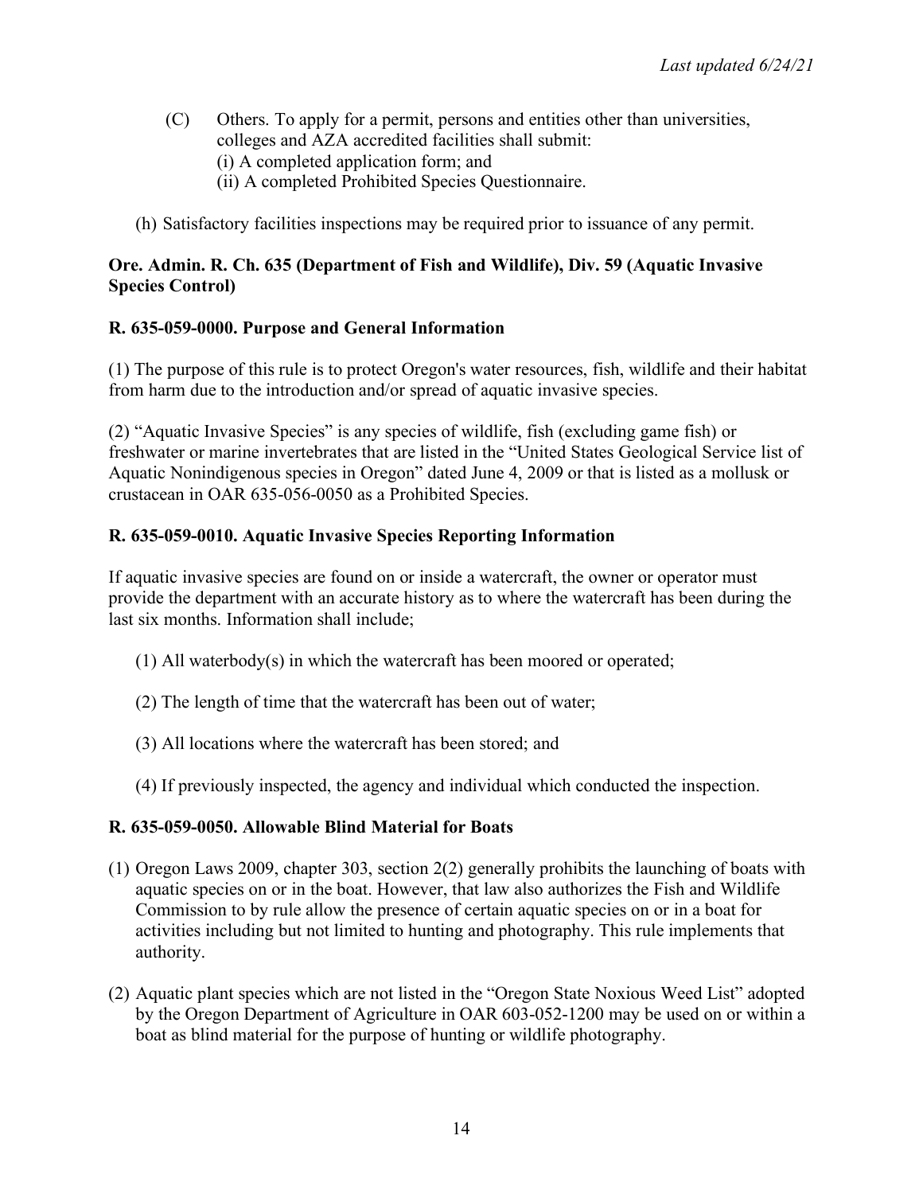(C) Others. To apply for a permit, persons and entities other than universities, colleges and AZA accredited facilities shall submit:
(i) A completed application form; and
(ii) A completed Prohibited Species Questionnaire.

(h) Satisfactory facilities inspections may be required prior to issuance of any permit.

**Ore. Admin. R. Ch. 635 (Department of Fish and Wildlife), Div. 59 (Aquatic Invasive Species Control)**

**R. 635-059-0000. Purpose and General Information**

(1) The purpose of this rule is to protect Oregon's water resources, fish, wildlife and their habitat from harm due to the introduction and/or spread of aquatic invasive species.

(2) "Aquatic Invasive Species" is any species of wildlife, fish (excluding game fish) or freshwater or marine invertebrates that are listed in the "United States Geological Service list of Aquatic Nonindigenous species in Oregon" dated June 4, 2009 or that is listed as a mollusk or crustacean in OAR 635-056-0050 as a Prohibited Species.

**R. 635-059-0010. Aquatic Invasive Species Reporting Information**

If aquatic invasive species are found on or inside a watercraft, the owner or operator must provide the department with an accurate history as to where the watercraft has been during the last six months. Information shall include;

(1) All waterbody(s) in which the watercraft has been moored or operated;

(2) The length of time that the watercraft has been out of water;

(3) All locations where the watercraft has been stored; and

(4) If previously inspected, the agency and individual which conducted the inspection.

**R. 635-059-0050. Allowable Blind Material for Boats**

(1) Oregon Laws 2009, chapter 303, section 2(2) generally prohibits the launching of boats with aquatic species on or in the boat. However, that law also authorizes the Fish and Wildlife Commission to by rule allow the presence of certain aquatic species on or in a boat for activities including but not limited to hunting and photography. This rule implements that authority.

(2) Aquatic plant species which are not listed in the "Oregon State Noxious Weed List" adopted by the Oregon Department of Agriculture in OAR 603-052-1200 may be used on or within a boat as blind material for the purpose of hunting or wildlife photography.